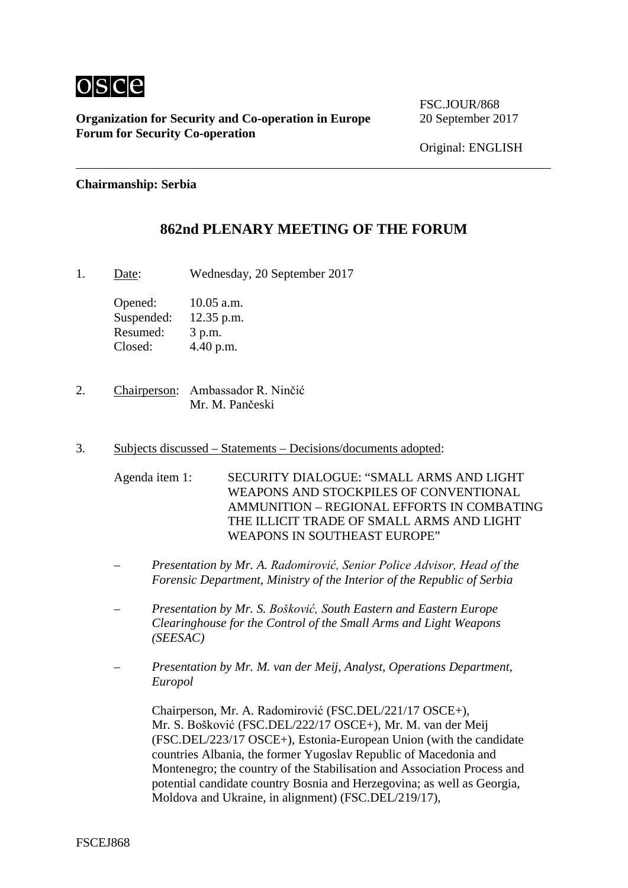osce

**Organization for Security and Co-operation in Europe**
**Forum for Security Co-operation**

FSC.JOUR/868
20 September 2017

Original: ENGLISH

**Chairmanship: Serbia**

## 862nd PLENARY MEETING OF THE FORUM

1. Date: Wednesday, 20 September 2017

   Opened: 10.05 a.m.
   Suspended: 12.35 p.m.
   Resumed: 3 p.m.
   Closed: 4.40 p.m.

2. Chairperson: Ambassador R. Ninčić
   Mr. M. Pančeski

3. Subjects discussed – Statements – Decisions/documents adopted:

   Agenda item 1: SECURITY DIALOGUE: "SMALL ARMS AND LIGHT WEAPONS AND STOCKPILES OF CONVENTIONAL AMMUNITION – REGIONAL EFFORTS IN COMBATING THE ILLICIT TRADE OF SMALL ARMS AND LIGHT WEAPONS IN SOUTHEAST EUROPE"

   – *Presentation by Mr. A. Radomirović, Senior Police Advisor, Head of the Forensic Department, Ministry of the Interior of the Republic of Serbia*

   – *Presentation by Mr. S. Bošković, South Eastern and Eastern Europe Clearinghouse for the Control of the Small Arms and Light Weapons (SEESAC)*

   – *Presentation by Mr. M. van der Meij, Analyst, Operations Department, Europol*

   Chairperson, Mr. A. Radomirović (FSC.DEL/221/17 OSCE+), Mr. S. Bošković (FSC.DEL/222/17 OSCE+), Mr. M. van der Meij (FSC.DEL/223/17 OSCE+), Estonia-European Union (with the candidate countries Albania, the former Yugoslav Republic of Macedonia and Montenegro; the country of the Stabilisation and Association Process and potential candidate country Bosnia and Herzegovina; as well as Georgia, Moldova and Ukraine, in alignment) (FSC.DEL/219/17),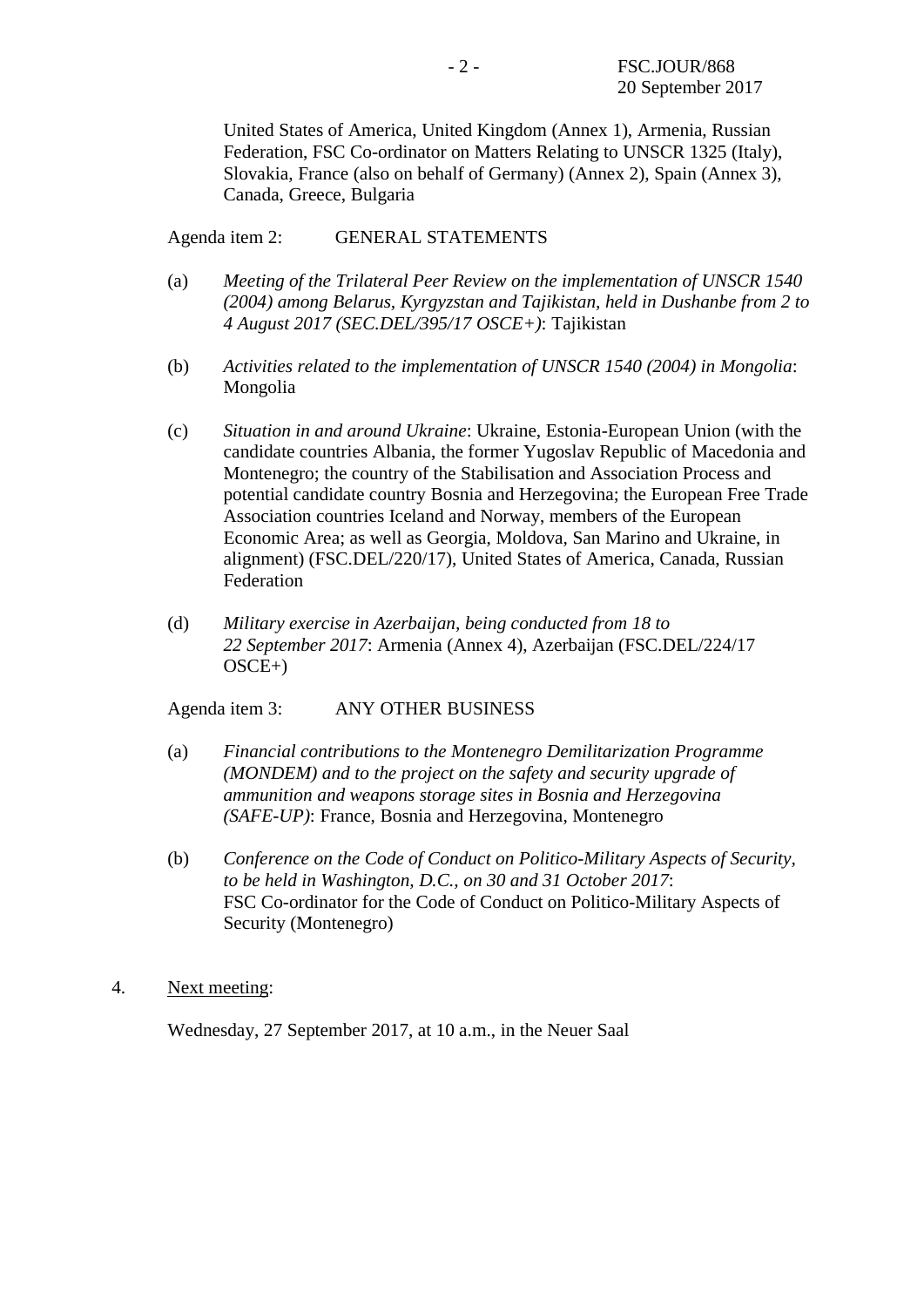United States of America, United Kingdom (Annex 1), Armenia, Russian Federation, FSC Co-ordinator on Matters Relating to UNSCR 1325 (Italy), Slovakia, France (also on behalf of Germany) (Annex 2), Spain (Annex 3), Canada, Greece, Bulgaria

Agenda item 2: GENERAL STATEMENTS

(a) *Meeting of the Trilateral Peer Review on the implementation of UNSCR 1540 (2004) among Belarus, Kyrgyzstan and Tajikistan, held in Dushanbe from 2 to 4 August 2017 (SEC.DEL/395/17 OSCE+)*: Tajikistan

(b) *Activities related to the implementation of UNSCR 1540 (2004) in Mongolia*: Mongolia

(c) *Situation in and around Ukraine*: Ukraine, Estonia-European Union (with the candidate countries Albania, the former Yugoslav Republic of Macedonia and Montenegro; the country of the Stabilisation and Association Process and potential candidate country Bosnia and Herzegovina; the European Free Trade Association countries Iceland and Norway, members of the European Economic Area; as well as Georgia, Moldova, San Marino and Ukraine, in alignment) (FSC.DEL/220/17), United States of America, Canada, Russian Federation

(d) *Military exercise in Azerbaijan, being conducted from 18 to 22 September 2017*: Armenia (Annex 4), Azerbaijan (FSC.DEL/224/17 OSCE+)

Agenda item 3: ANY OTHER BUSINESS

(a) *Financial contributions to the Montenegro Demilitarization Programme (MONDEM) and to the project on the safety and security upgrade of ammunition and weapons storage sites in Bosnia and Herzegovina (SAFE-UP)*: France, Bosnia and Herzegovina, Montenegro

(b) *Conference on the Code of Conduct on Politico-Military Aspects of Security, to be held in Washington, D.C., on 30 and 31 October 2017*: FSC Co-ordinator for the Code of Conduct on Politico-Military Aspects of Security (Montenegro)

4. Next meeting:

Wednesday, 27 September 2017, at 10 a.m., in the Neuer Saal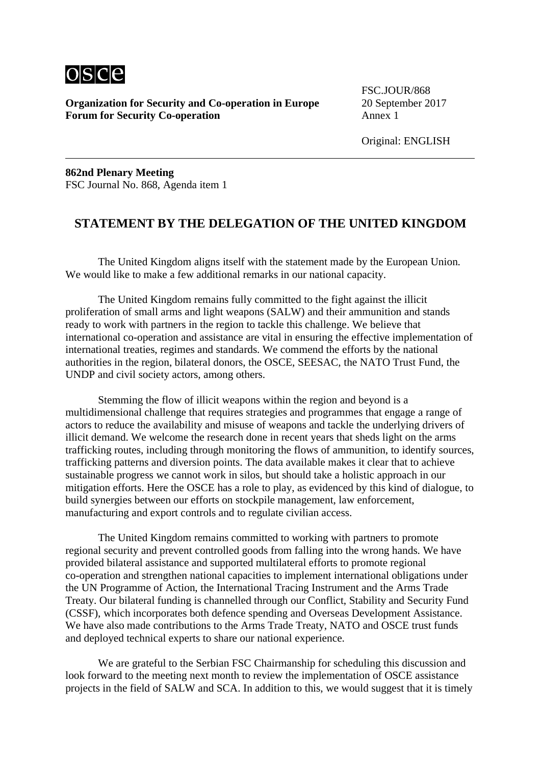**Organization for Security and Co-operation in Europe**
**Forum for Security Co-operation**

FSC.JOUR/868
20 September 2017
Annex 1

Original: ENGLISH

**862nd Plenary Meeting**
FSC Journal No. 868, Agenda item 1

## STATEMENT BY THE DELEGATION OF THE UNITED KINGDOM

The United Kingdom aligns itself with the statement made by the European Union. We would like to make a few additional remarks in our national capacity.

The United Kingdom remains fully committed to the fight against the illicit proliferation of small arms and light weapons (SALW) and their ammunition and stands ready to work with partners in the region to tackle this challenge. We believe that international co-operation and assistance are vital in ensuring the effective implementation of international treaties, regimes and standards. We commend the efforts by the national authorities in the region, bilateral donors, the OSCE, SEESAC, the NATO Trust Fund, the UNDP and civil society actors, among others.

Stemming the flow of illicit weapons within the region and beyond is a multidimensional challenge that requires strategies and programmes that engage a range of actors to reduce the availability and misuse of weapons and tackle the underlying drivers of illicit demand. We welcome the research done in recent years that sheds light on the arms trafficking routes, including through monitoring the flows of ammunition, to identify sources, trafficking patterns and diversion points. The data available makes it clear that to achieve sustainable progress we cannot work in silos, but should take a holistic approach in our mitigation efforts. Here the OSCE has a role to play, as evidenced by this kind of dialogue, to build synergies between our efforts on stockpile management, law enforcement, manufacturing and export controls and to regulate civilian access.

The United Kingdom remains committed to working with partners to promote regional security and prevent controlled goods from falling into the wrong hands. We have provided bilateral assistance and supported multilateral efforts to promote regional co-operation and strengthen national capacities to implement international obligations under the UN Programme of Action, the International Tracing Instrument and the Arms Trade Treaty. Our bilateral funding is channelled through our Conflict, Stability and Security Fund (CSSF), which incorporates both defence spending and Overseas Development Assistance. We have also made contributions to the Arms Trade Treaty, NATO and OSCE trust funds and deployed technical experts to share our national experience.

We are grateful to the Serbian FSC Chairmanship for scheduling this discussion and look forward to the meeting next month to review the implementation of OSCE assistance projects in the field of SALW and SCA. In addition to this, we would suggest that it is timely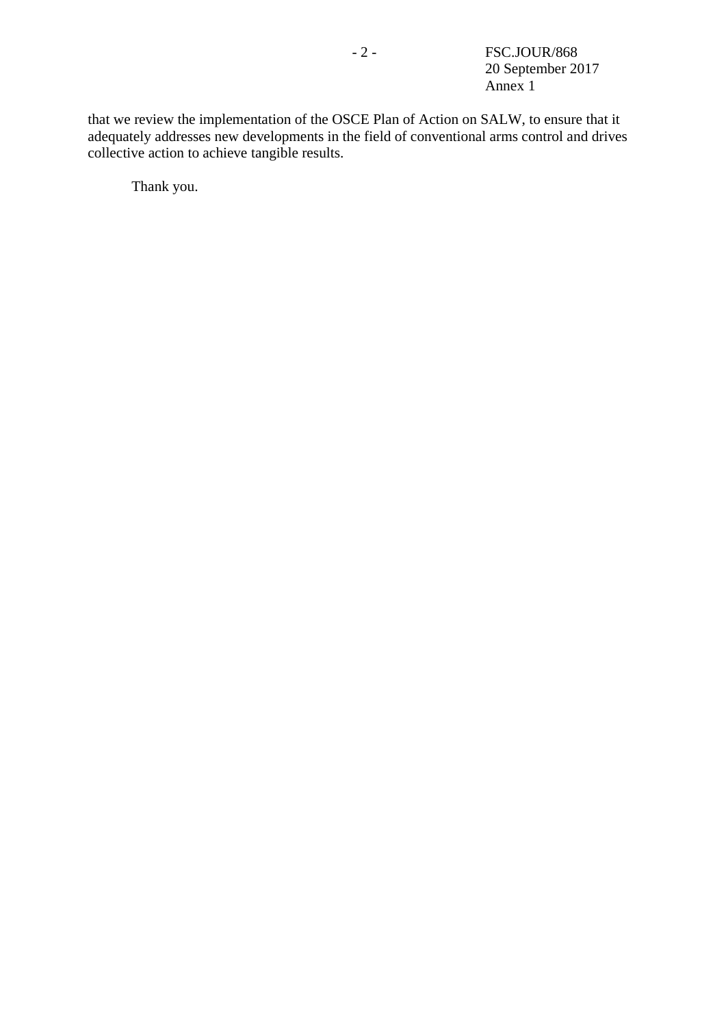that we review the implementation of the OSCE Plan of Action on SALW, to ensure that it adequately addresses new developments in the field of conventional arms control and drives collective action to achieve tangible results.

Thank you.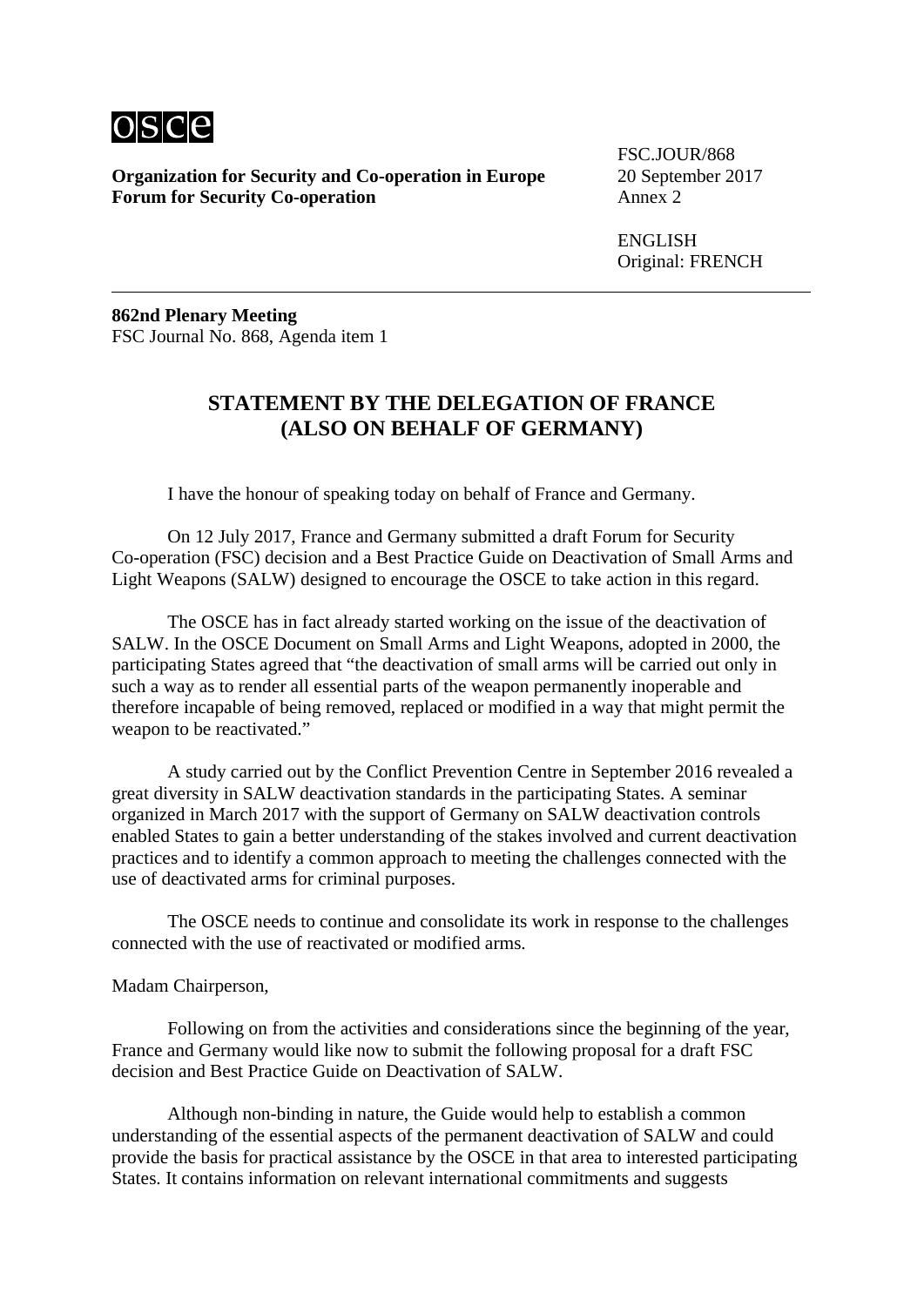FSC.JOUR/868
20 September 2017
Annex 2

ENGLISH
Original: FRENCH

**Organization for Security and Co-operation in Europe**
**Forum for Security Co-operation**

---

**862nd Plenary Meeting**
FSC Journal No. 868, Agenda item 1

## STATEMENT BY THE DELEGATION OF FRANCE (ALSO ON BEHALF OF GERMANY)

I have the honour of speaking today on behalf of France and Germany.

On 12 July 2017, France and Germany submitted a draft Forum for Security Co-operation (FSC) decision and a Best Practice Guide on Deactivation of Small Arms and Light Weapons (SALW) designed to encourage the OSCE to take action in this regard.

The OSCE has in fact already started working on the issue of the deactivation of SALW. In the OSCE Document on Small Arms and Light Weapons, adopted in 2000, the participating States agreed that "the deactivation of small arms will be carried out only in such a way as to render all essential parts of the weapon permanently inoperable and therefore incapable of being removed, replaced or modified in a way that might permit the weapon to be reactivated."

A study carried out by the Conflict Prevention Centre in September 2016 revealed a great diversity in SALW deactivation standards in the participating States. A seminar organized in March 2017 with the support of Germany on SALW deactivation controls enabled States to gain a better understanding of the stakes involved and current deactivation practices and to identify a common approach to meeting the challenges connected with the use of deactivated arms for criminal purposes.

The OSCE needs to continue and consolidate its work in response to the challenges connected with the use of reactivated or modified arms.

Madam Chairperson,

Following on from the activities and considerations since the beginning of the year, France and Germany would like now to submit the following proposal for a draft FSC decision and Best Practice Guide on Deactivation of SALW.

Although non-binding in nature, the Guide would help to establish a common understanding of the essential aspects of the permanent deactivation of SALW and could provide the basis for practical assistance by the OSCE in that area to interested participating States. It contains information on relevant international commitments and suggests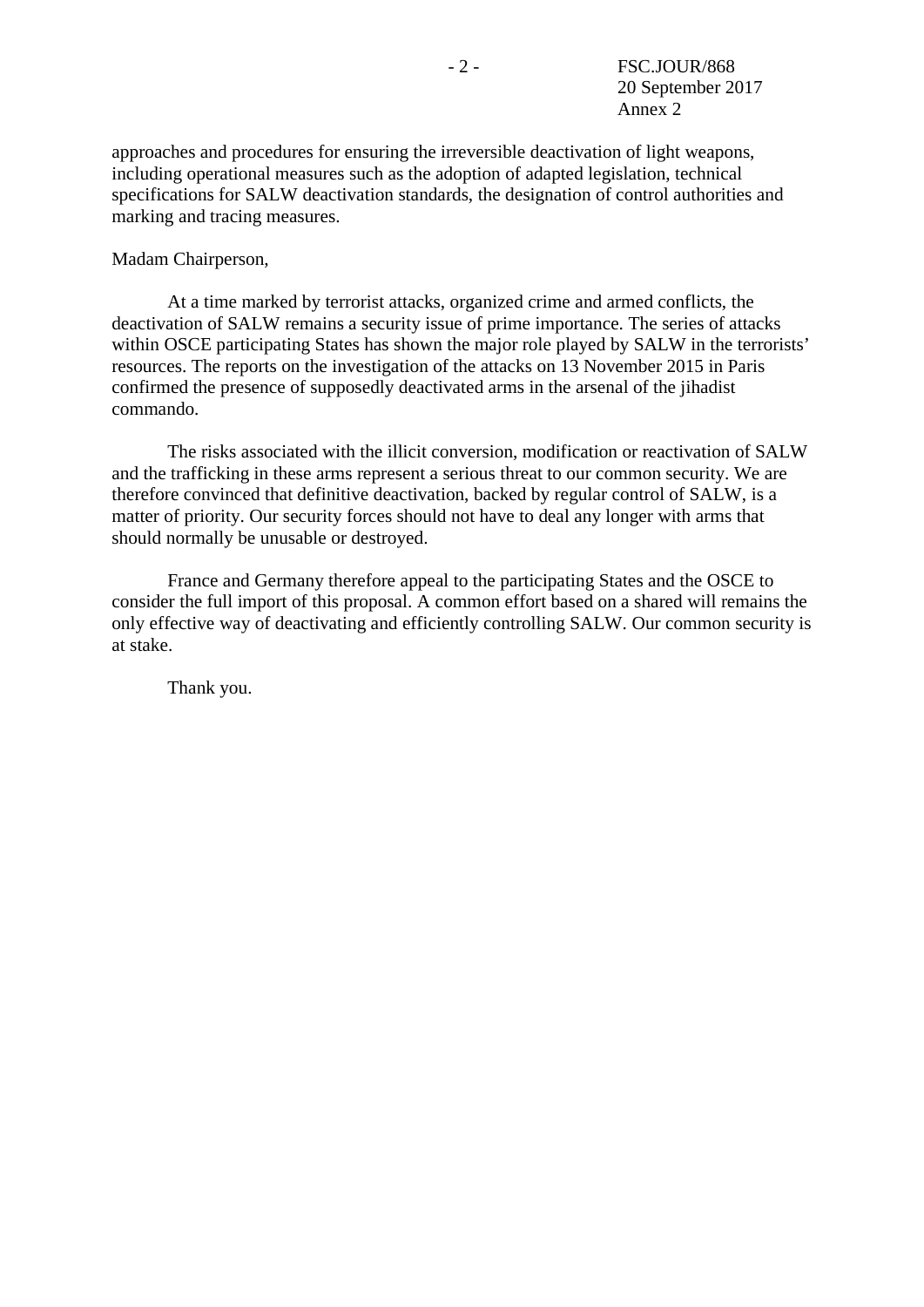approaches and procedures for ensuring the irreversible deactivation of light weapons, including operational measures such as the adoption of adapted legislation, technical specifications for SALW deactivation standards, the designation of control authorities and marking and tracing measures.

Madam Chairperson,

At a time marked by terrorist attacks, organized crime and armed conflicts, the deactivation of SALW remains a security issue of prime importance. The series of attacks within OSCE participating States has shown the major role played by SALW in the terrorists' resources. The reports on the investigation of the attacks on 13 November 2015 in Paris confirmed the presence of supposedly deactivated arms in the arsenal of the jihadist commando.

The risks associated with the illicit conversion, modification or reactivation of SALW and the trafficking in these arms represent a serious threat to our common security. We are therefore convinced that definitive deactivation, backed by regular control of SALW, is a matter of priority. Our security forces should not have to deal any longer with arms that should normally be unusable or destroyed.

France and Germany therefore appeal to the participating States and the OSCE to consider the full import of this proposal. A common effort based on a shared will remains the only effective way of deactivating and efficiently controlling SALW. Our common security is at stake.

Thank you.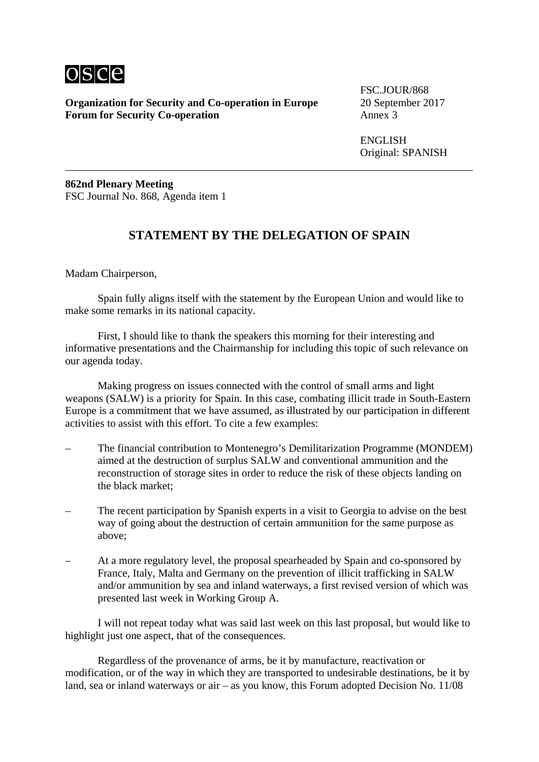Organization for Security and Co-operation in Europe
Forum for Security Co-operation

FSC.JOUR/868
20 September 2017
Annex 3

ENGLISH
Original: SPANISH

**862nd Plenary Meeting**
FSC Journal No. 868, Agenda item 1

## STATEMENT BY THE DELEGATION OF SPAIN

Madam Chairperson,

Spain fully aligns itself with the statement by the European Union and would like to make some remarks in its national capacity.

First, I should like to thank the speakers this morning for their interesting and informative presentations and the Chairmanship for including this topic of such relevance on our agenda today.

Making progress on issues connected with the control of small arms and light weapons (SALW) is a priority for Spain. In this case, combating illicit trade in South-Eastern Europe is a commitment that we have assumed, as illustrated by our participation in different activities to assist with this effort. To cite a few examples:

- The financial contribution to Montenegro's Demilitarization Programme (MONDEM) aimed at the destruction of surplus SALW and conventional ammunition and the reconstruction of storage sites in order to reduce the risk of these objects landing on the black market;
- The recent participation by Spanish experts in a visit to Georgia to advise on the best way of going about the destruction of certain ammunition for the same purpose as above;
- At a more regulatory level, the proposal spearheaded by Spain and co-sponsored by France, Italy, Malta and Germany on the prevention of illicit trafficking in SALW and/or ammunition by sea and inland waterways, a first revised version of which was presented last week in Working Group A.

I will not repeat today what was said last week on this last proposal, but would like to highlight just one aspect, that of the consequences.

Regardless of the provenance of arms, be it by manufacture, reactivation or modification, or of the way in which they are transported to undesirable destinations, be it by land, sea or inland waterways or air – as you know, this Forum adopted Decision No. 11/08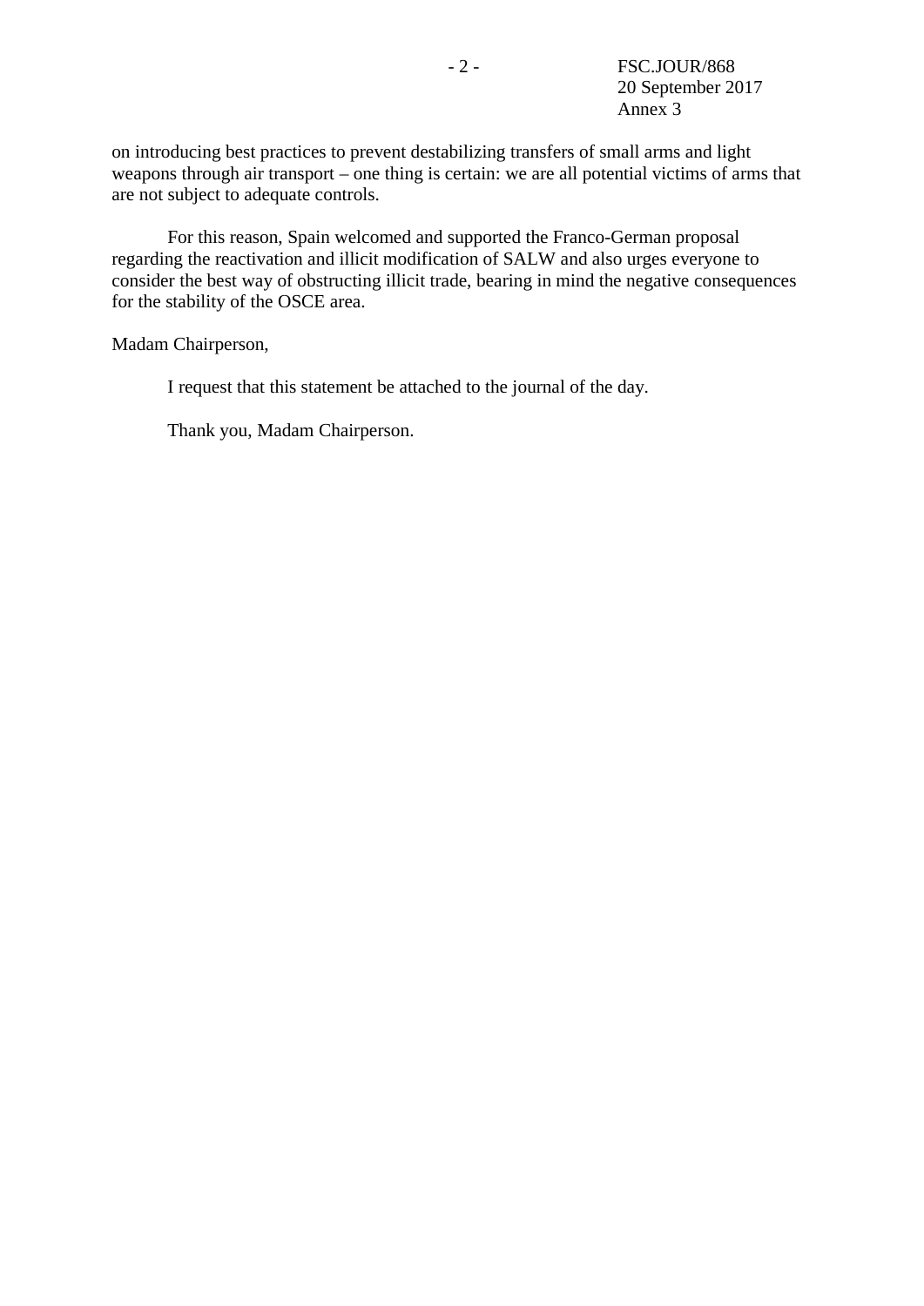on introducing best practices to prevent destabilizing transfers of small arms and light weapons through air transport – one thing is certain: we are all potential victims of arms that are not subject to adequate controls.

For this reason, Spain welcomed and supported the Franco-German proposal regarding the reactivation and illicit modification of SALW and also urges everyone to consider the best way of obstructing illicit trade, bearing in mind the negative consequences for the stability of the OSCE area.

Madam Chairperson,

I request that this statement be attached to the journal of the day.

Thank you, Madam Chairperson.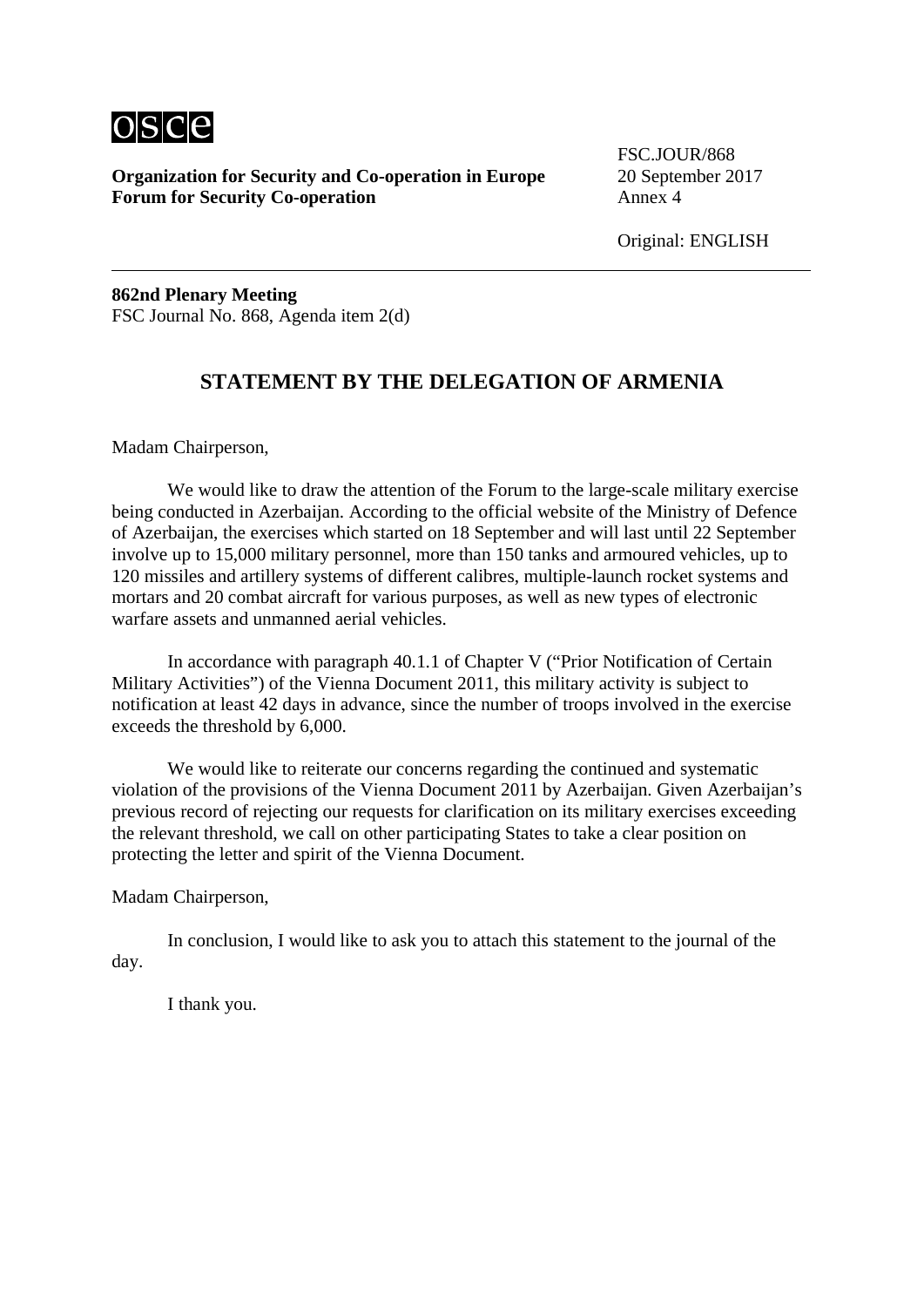**Organization for Security and Co-operation in Europe**
**Forum for Security Co-operation**

FSC.JOUR/868
20 September 2017
Annex 4

Original: ENGLISH

---

**862nd Plenary Meeting**
FSC Journal No. 868, Agenda item 2(d)

## STATEMENT BY THE DELEGATION OF ARMENIA

Madam Chairperson,

We would like to draw the attention of the Forum to the large-scale military exercise being conducted in Azerbaijan. According to the official website of the Ministry of Defence of Azerbaijan, the exercises which started on 18 September and will last until 22 September involve up to 15,000 military personnel, more than 150 tanks and armoured vehicles, up to 120 missiles and artillery systems of different calibres, multiple-launch rocket systems and mortars and 20 combat aircraft for various purposes, as well as new types of electronic warfare assets and unmanned aerial vehicles.

In accordance with paragraph 40.1.1 of Chapter V ("Prior Notification of Certain Military Activities") of the Vienna Document 2011, this military activity is subject to notification at least 42 days in advance, since the number of troops involved in the exercise exceeds the threshold by 6,000.

We would like to reiterate our concerns regarding the continued and systematic violation of the provisions of the Vienna Document 2011 by Azerbaijan. Given Azerbaijan's previous record of rejecting our requests for clarification on its military exercises exceeding the relevant threshold, we call on other participating States to take a clear position on protecting the letter and spirit of the Vienna Document.

Madam Chairperson,

In conclusion, I would like to ask you to attach this statement to the journal of the day.

I thank you.